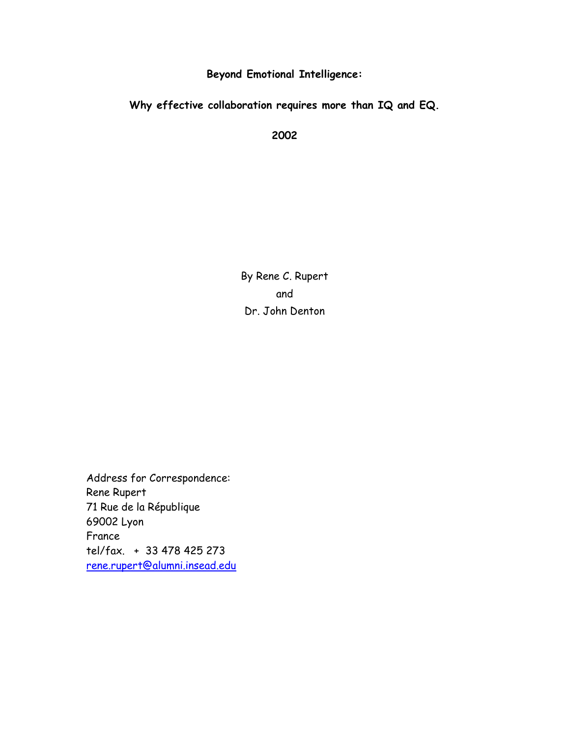**Beyond Emotional Intelligence:**

**Why effective collaboration requires more than IQ and EQ.**

**2002**

By Rene C. Rupert
and
Dr. John Denton

Address for Correspondence:
Rene Rupert
71 Rue de la République
69002 Lyon
France
tel/fax. + 33 478 425 273
rene.rupert@alumni.insead.edu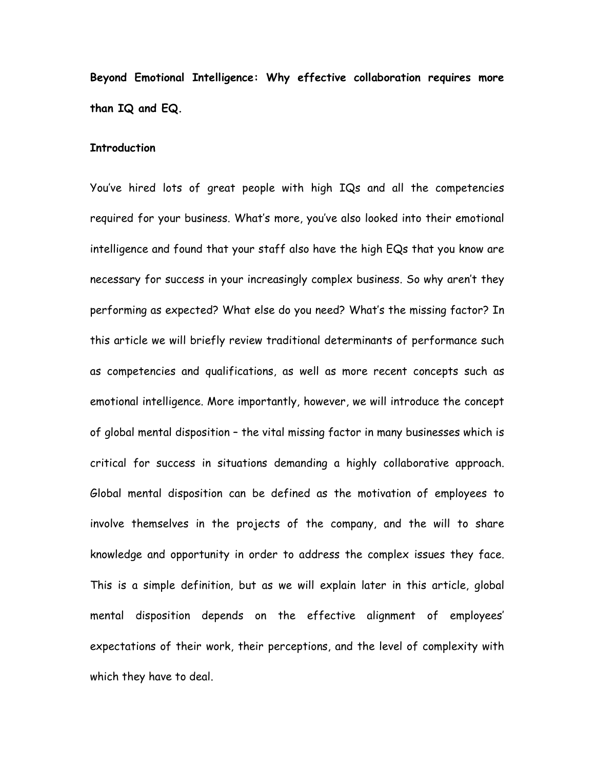**Beyond Emotional Intelligence: Why effective collaboration requires more than IQ and EQ.**

**Introduction**

You've hired lots of great people with high IQs and all the competencies required for your business. What's more, you've also looked into their emotional intelligence and found that your staff also have the high EQs that you know are necessary for success in your increasingly complex business. So why aren't they performing as expected? What else do you need? What's the missing factor? In this article we will briefly review traditional determinants of performance such as competencies and qualifications, as well as more recent concepts such as emotional intelligence. More importantly, however, we will introduce the concept of global mental disposition – the vital missing factor in many businesses which is critical for success in situations demanding a highly collaborative approach. Global mental disposition can be defined as the motivation of employees to involve themselves in the projects of the company, and the will to share knowledge and opportunity in order to address the complex issues they face. This is a simple definition, but as we will explain later in this article, global mental disposition depends on the effective alignment of employees' expectations of their work, their perceptions, and the level of complexity with which they have to deal.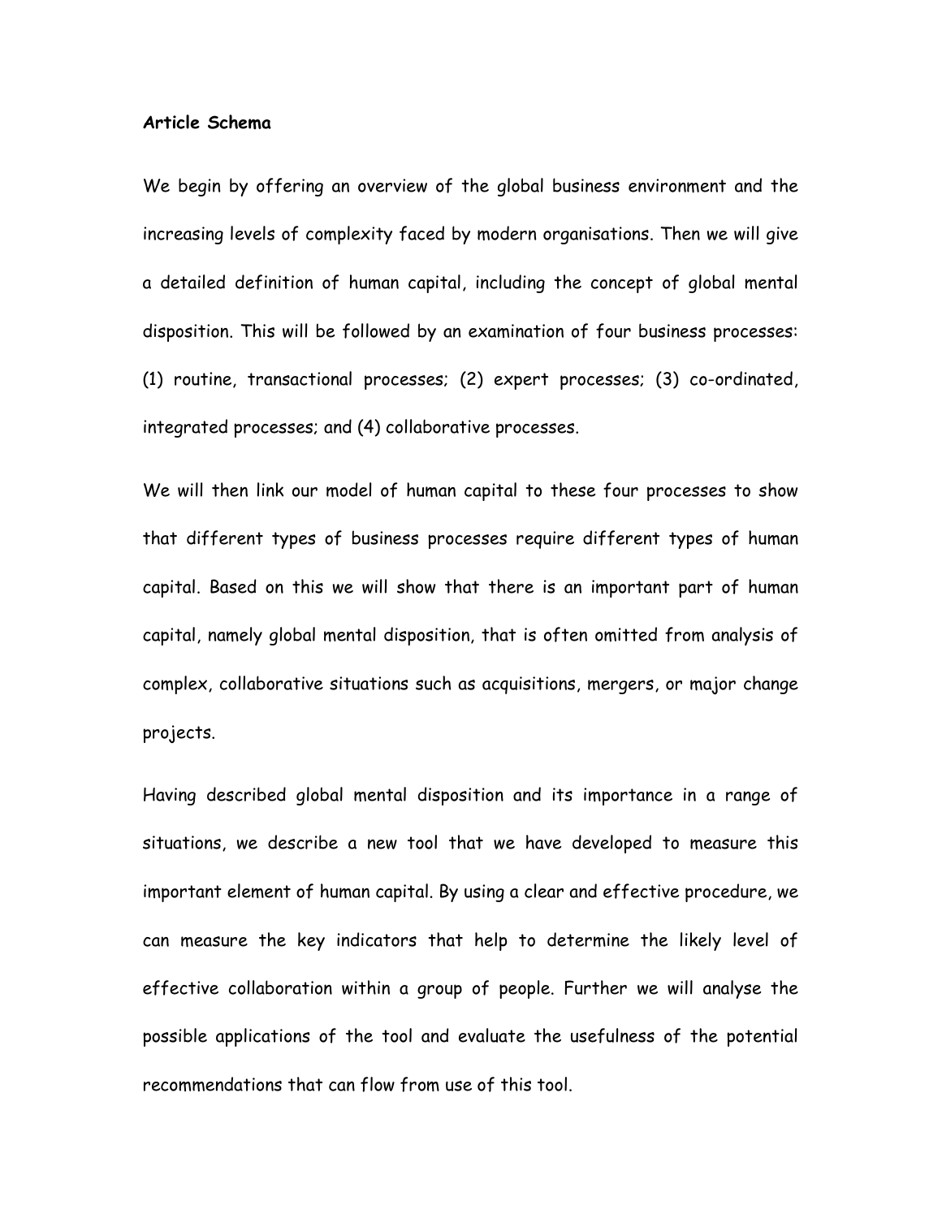**Article Schema**

We begin by offering an overview of the global business environment and the increasing levels of complexity faced by modern organisations. Then we will give a detailed definition of human capital, including the concept of global mental disposition. This will be followed by an examination of four business processes: (1) routine, transactional processes; (2) expert processes; (3) co-ordinated, integrated processes; and (4) collaborative processes.

We will then link our model of human capital to these four processes to show that different types of business processes require different types of human capital. Based on this we will show that there is an important part of human capital, namely global mental disposition, that is often omitted from analysis of complex, collaborative situations such as acquisitions, mergers, or major change projects.

Having described global mental disposition and its importance in a range of situations, we describe a new tool that we have developed to measure this important element of human capital. By using a clear and effective procedure, we can measure the key indicators that help to determine the likely level of effective collaboration within a group of people. Further we will analyse the possible applications of the tool and evaluate the usefulness of the potential recommendations that can flow from use of this tool.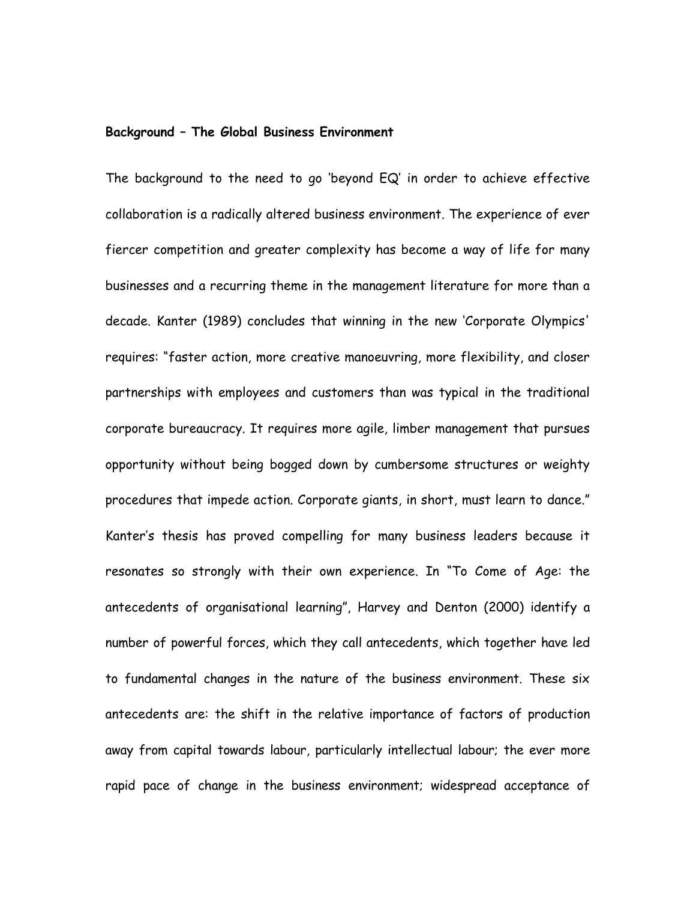**Background – The Global Business Environment**

The background to the need to go 'beyond EQ' in order to achieve effective collaboration is a radically altered business environment. The experience of ever fiercer competition and greater complexity has become a way of life for many businesses and a recurring theme in the management literature for more than a decade. Kanter (1989) concludes that winning in the new 'Corporate Olympics' requires: "faster action, more creative manoeuvring, more flexibility, and closer partnerships with employees and customers than was typical in the traditional corporate bureaucracy. It requires more agile, limber management that pursues opportunity without being bogged down by cumbersome structures or weighty procedures that impede action. Corporate giants, in short, must learn to dance." Kanter's thesis has proved compelling for many business leaders because it resonates so strongly with their own experience. In "To Come of Age: the antecedents of organisational learning", Harvey and Denton (2000) identify a number of powerful forces, which they call antecedents, which together have led to fundamental changes in the nature of the business environment. These six antecedents are: the shift in the relative importance of factors of production away from capital towards labour, particularly intellectual labour; the ever more rapid pace of change in the business environment; widespread acceptance of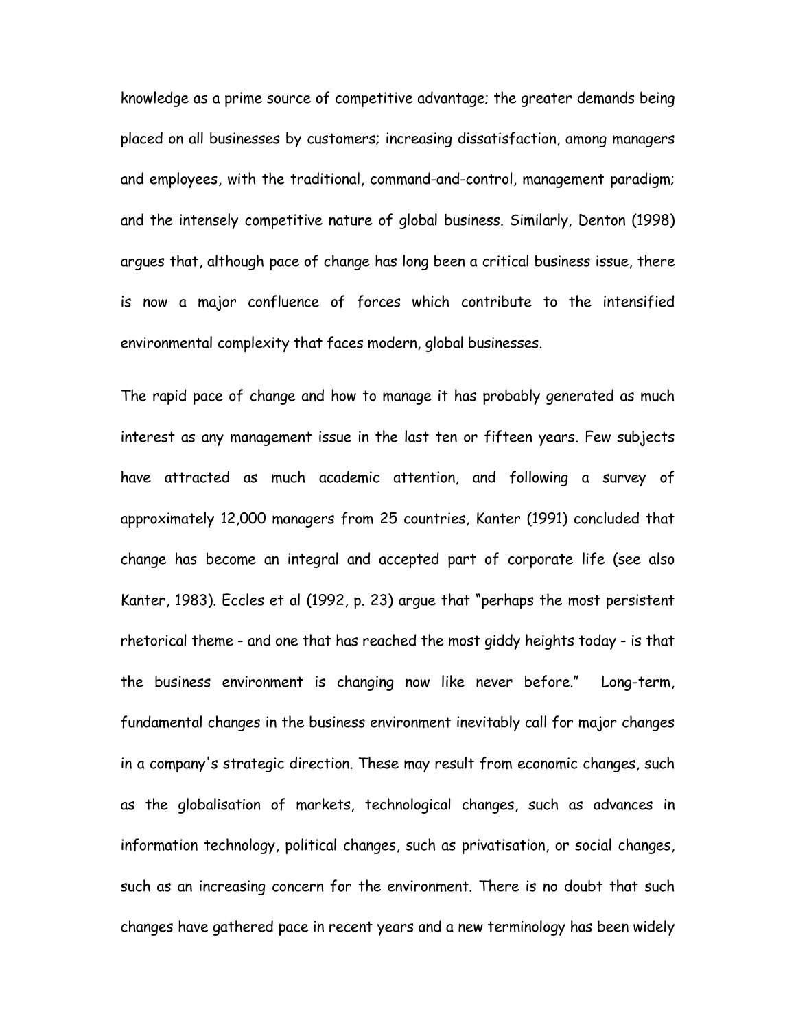knowledge as a prime source of competitive advantage; the greater demands being placed on all businesses by customers; increasing dissatisfaction, among managers and employees, with the traditional, command-and-control, management paradigm; and the intensely competitive nature of global business. Similarly, Denton (1998) argues that, although pace of change has long been a critical business issue, there is now a major confluence of forces which contribute to the intensified environmental complexity that faces modern, global businesses.

The rapid pace of change and how to manage it has probably generated as much interest as any management issue in the last ten or fifteen years. Few subjects have attracted as much academic attention, and following a survey of approximately 12,000 managers from 25 countries, Kanter (1991) concluded that change has become an integral and accepted part of corporate life (see also Kanter, 1983). Eccles et al (1992, p. 23) argue that "perhaps the most persistent rhetorical theme - and one that has reached the most giddy heights today - is that the business environment is changing now like never before." Long-term, fundamental changes in the business environment inevitably call for major changes in a company's strategic direction. These may result from economic changes, such as the globalisation of markets, technological changes, such as advances in information technology, political changes, such as privatisation, or social changes, such as an increasing concern for the environment. There is no doubt that such changes have gathered pace in recent years and a new terminology has been widely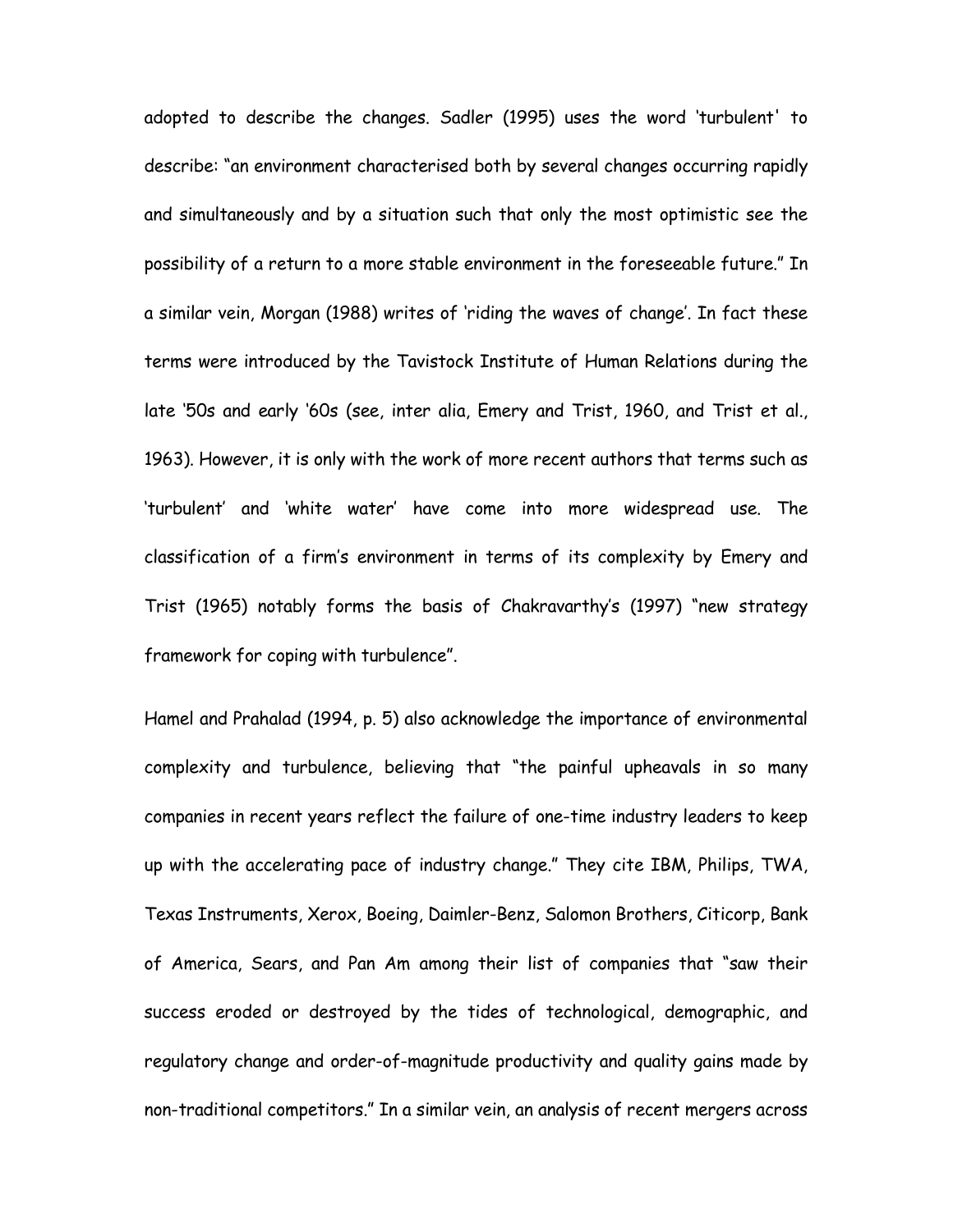adopted to describe the changes. Sadler (1995) uses the word 'turbulent' to describe: "an environment characterised both by several changes occurring rapidly and simultaneously and by a situation such that only the most optimistic see the possibility of a return to a more stable environment in the foreseeable future." In a similar vein, Morgan (1988) writes of 'riding the waves of change'. In fact these terms were introduced by the Tavistock Institute of Human Relations during the late '50s and early '60s (see, inter alia, Emery and Trist, 1960, and Trist et al., 1963). However, it is only with the work of more recent authors that terms such as 'turbulent' and 'white water' have come into more widespread use. The classification of a firm's environment in terms of its complexity by Emery and Trist (1965) notably forms the basis of Chakravarthy's (1997) "new strategy framework for coping with turbulence".

Hamel and Prahalad (1994, p. 5) also acknowledge the importance of environmental complexity and turbulence, believing that "the painful upheavals in so many companies in recent years reflect the failure of one-time industry leaders to keep up with the accelerating pace of industry change." They cite IBM, Philips, TWA, Texas Instruments, Xerox, Boeing, Daimler-Benz, Salomon Brothers, Citicorp, Bank of America, Sears, and Pan Am among their list of companies that "saw their success eroded or destroyed by the tides of technological, demographic, and regulatory change and order-of-magnitude productivity and quality gains made by non-traditional competitors." In a similar vein, an analysis of recent mergers across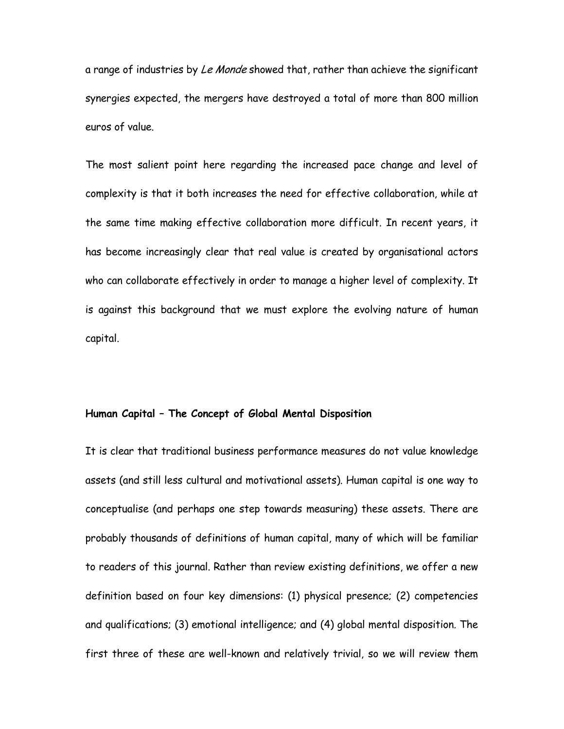a range of industries by *Le Monde* showed that, rather than achieve the significant synergies expected, the mergers have destroyed a total of more than 800 million euros of value.

The most salient point here regarding the increased pace change and level of complexity is that it both increases the need for effective collaboration, while at the same time making effective collaboration more difficult. In recent years, it has become increasingly clear that real value is created by organisational actors who can collaborate effectively in order to manage a higher level of complexity. It is against this background that we must explore the evolving nature of human capital.

**Human Capital – The Concept of Global Mental Disposition**

It is clear that traditional business performance measures do not value knowledge assets (and still less cultural and motivational assets). Human capital is one way to conceptualise (and perhaps one step towards measuring) these assets. There are probably thousands of definitions of human capital, many of which will be familiar to readers of this journal. Rather than review existing definitions, we offer a new definition based on four key dimensions: (1) physical presence; (2) competencies and qualifications; (3) emotional intelligence; and (4) global mental disposition. The first three of these are well-known and relatively trivial, so we will review them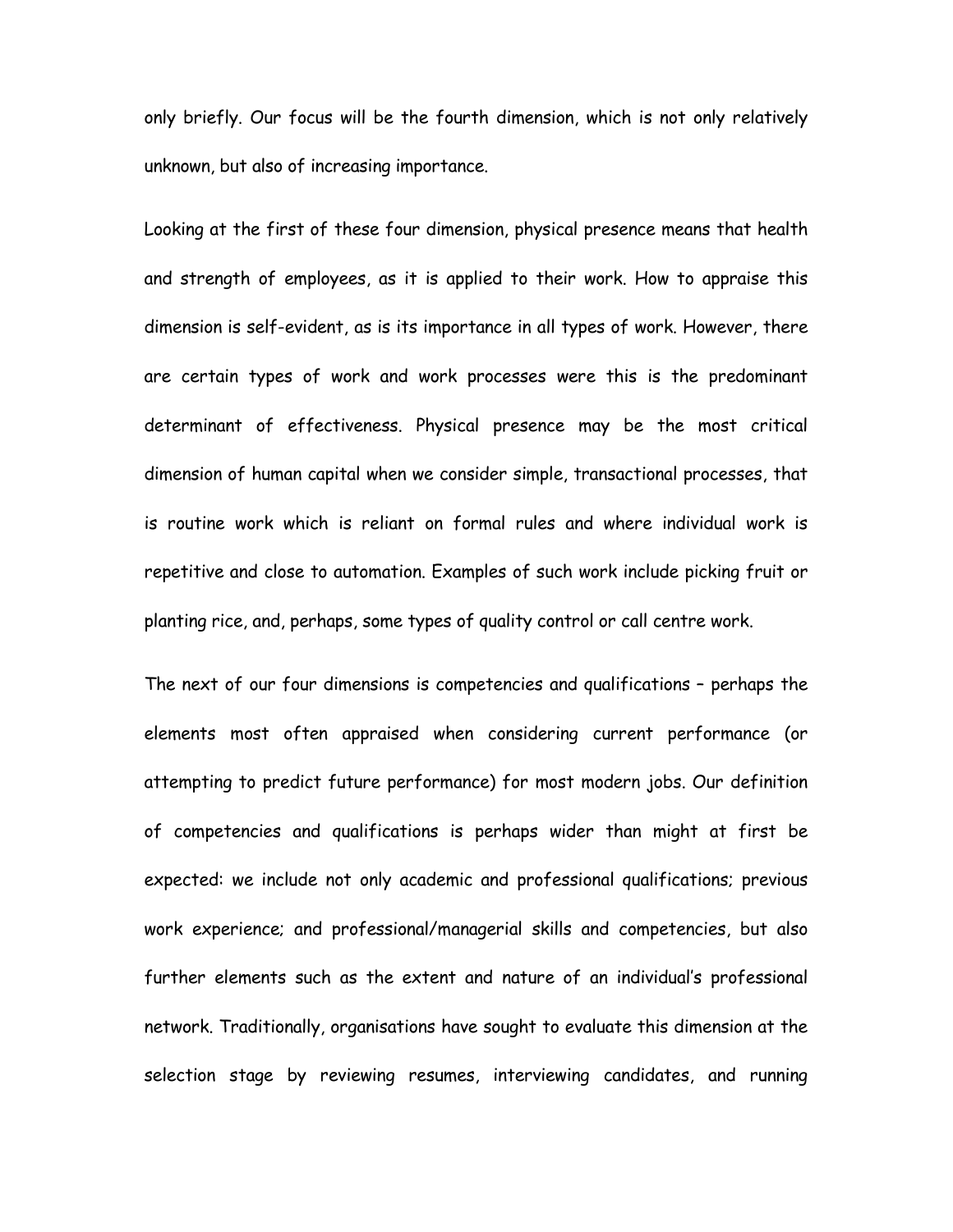only briefly. Our focus will be the fourth dimension, which is not only relatively unknown, but also of increasing importance.

Looking at the first of these four dimension, physical presence means that health and strength of employees, as it is applied to their work. How to appraise this dimension is self-evident, as is its importance in all types of work. However, there are certain types of work and work processes were this is the predominant determinant of effectiveness. Physical presence may be the most critical dimension of human capital when we consider simple, transactional processes, that is routine work which is reliant on formal rules and where individual work is repetitive and close to automation. Examples of such work include picking fruit or planting rice, and, perhaps, some types of quality control or call centre work.

The next of our four dimensions is competencies and qualifications – perhaps the elements most often appraised when considering current performance (or attempting to predict future performance) for most modern jobs. Our definition of competencies and qualifications is perhaps wider than might at first be expected: we include not only academic and professional qualifications; previous work experience; and professional/managerial skills and competencies, but also further elements such as the extent and nature of an individual's professional network. Traditionally, organisations have sought to evaluate this dimension at the selection stage by reviewing resumes, interviewing candidates, and running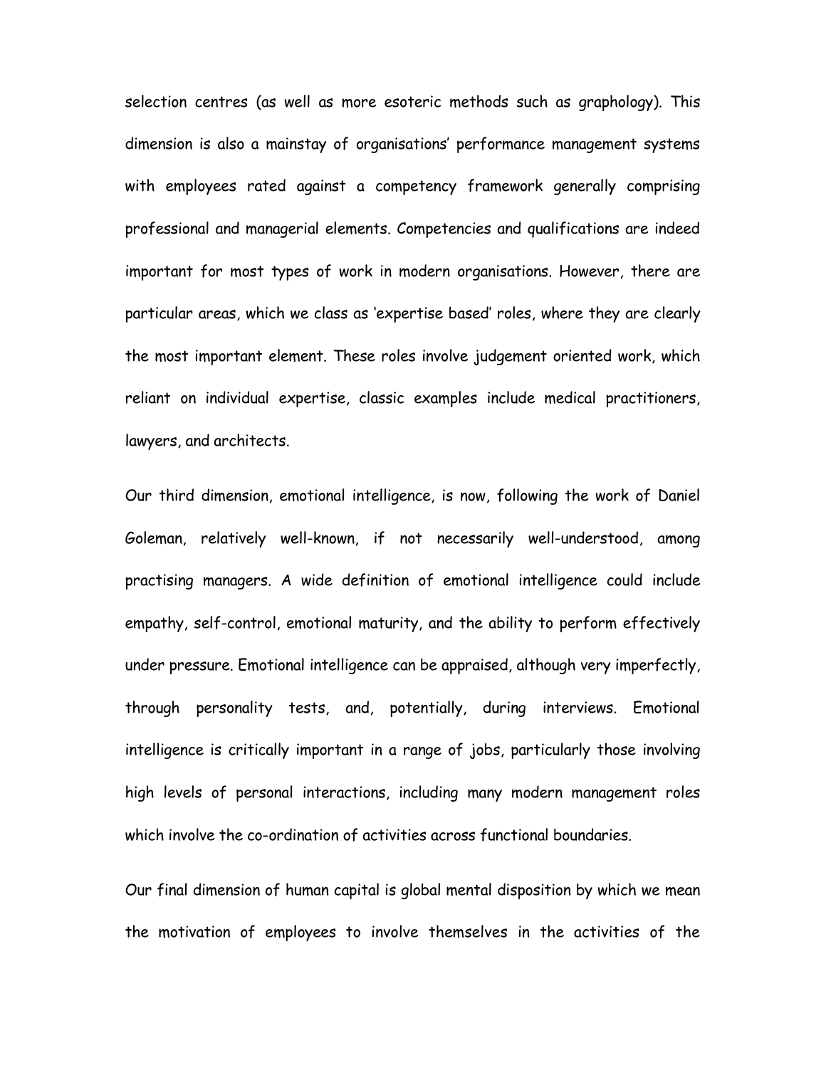selection centres (as well as more esoteric methods such as graphology). This dimension is also a mainstay of organisations' performance management systems with employees rated against a competency framework generally comprising professional and managerial elements. Competencies and qualifications are indeed important for most types of work in modern organisations. However, there are particular areas, which we class as 'expertise based' roles, where they are clearly the most important element. These roles involve judgement oriented work, which reliant on individual expertise, classic examples include medical practitioners, lawyers, and architects.

Our third dimension, emotional intelligence, is now, following the work of Daniel Goleman, relatively well-known, if not necessarily well-understood, among practising managers. A wide definition of emotional intelligence could include empathy, self-control, emotional maturity, and the ability to perform effectively under pressure. Emotional intelligence can be appraised, although very imperfectly, through personality tests, and, potentially, during interviews. Emotional intelligence is critically important in a range of jobs, particularly those involving high levels of personal interactions, including many modern management roles which involve the co-ordination of activities across functional boundaries.

Our final dimension of human capital is global mental disposition by which we mean the motivation of employees to involve themselves in the activities of the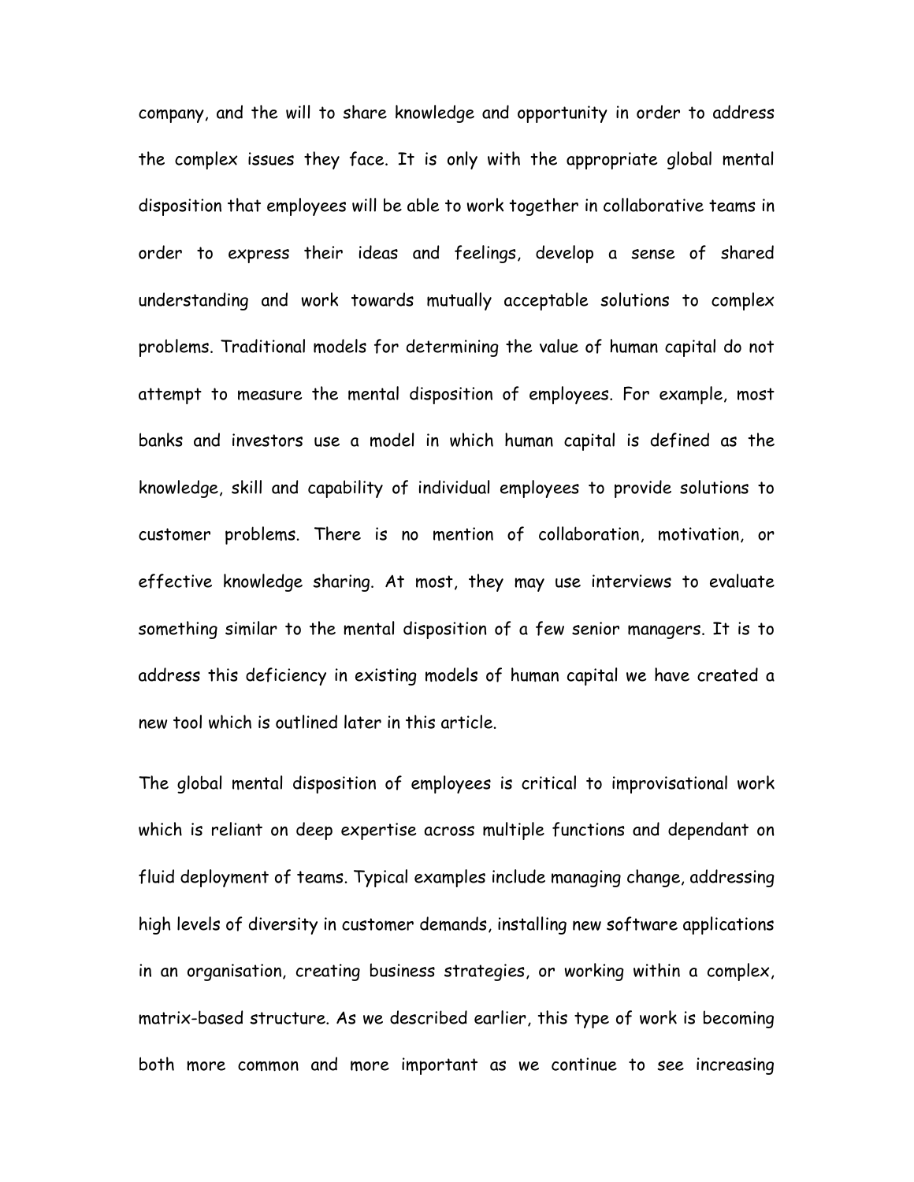company, and the will to share knowledge and opportunity in order to address the complex issues they face. It is only with the appropriate global mental disposition that employees will be able to work together in collaborative teams in order to express their ideas and feelings, develop a sense of shared understanding and work towards mutually acceptable solutions to complex problems. Traditional models for determining the value of human capital do not attempt to measure the mental disposition of employees. For example, most banks and investors use a model in which human capital is defined as the knowledge, skill and capability of individual employees to provide solutions to customer problems. There is no mention of collaboration, motivation, or effective knowledge sharing. At most, they may use interviews to evaluate something similar to the mental disposition of a few senior managers. It is to address this deficiency in existing models of human capital we have created a new tool which is outlined later in this article.

The global mental disposition of employees is critical to improvisational work which is reliant on deep expertise across multiple functions and dependant on fluid deployment of teams. Typical examples include managing change, addressing high levels of diversity in customer demands, installing new software applications in an organisation, creating business strategies, or working within a complex, matrix-based structure. As we described earlier, this type of work is becoming both more common and more important as we continue to see increasing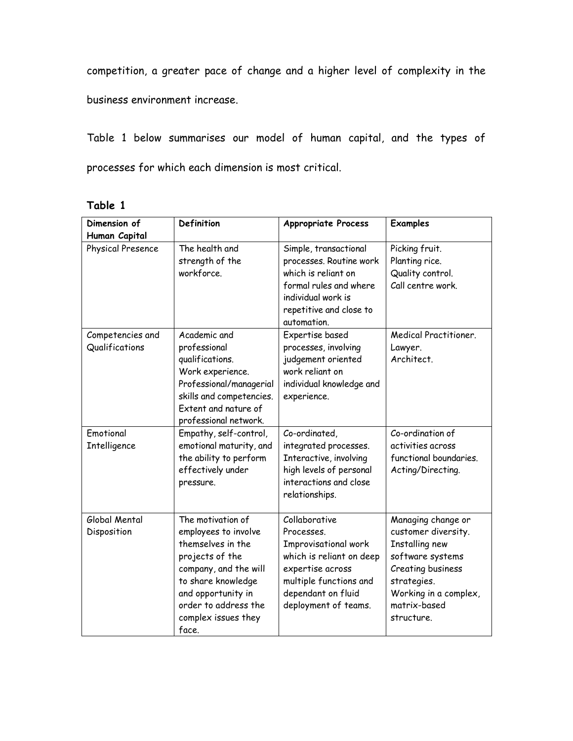competition, a greater pace of change and a higher level of complexity in the business environment increase.

Table 1 below summarises our model of human capital, and the types of processes for which each dimension is most critical.

**Table 1**

| Dimension of Human Capital | Definition | Appropriate Process | Examples |
|---|---|---|---|
| Physical Presence | The health and strength of the workforce. | Simple, transactional processes. Routine work which is reliant on formal rules and where individual work is repetitive and close to automation. | Picking fruit. Planting rice. Quality control. Call centre work. |
| Competencies and Qualifications | Academic and professional qualifications. Work experience. Professional/managerial skills and competencies. Extent and nature of professional network. | Expertise based processes, involving judgement oriented work reliant on individual knowledge and experience. | Medical Practitioner. Lawyer. Architect. |
| Emotional Intelligence | Empathy, self-control, emotional maturity, and the ability to perform effectively under pressure. | Co-ordinated, integrated processes. Interactive, involving high levels of personal interactions and close relationships. | Co-ordination of activities across functional boundaries. Acting/Directing. |
| Global Mental Disposition | The motivation of employees to involve themselves in the projects of the company, and the will to share knowledge and opportunity in order to address the complex issues they face. | Collaborative Processes. Improvisational work which is reliant on deep expertise across multiple functions and dependant on fluid deployment of teams. | Managing change or customer diversity. Installing new software systems Creating business strategies. Working in a complex, matrix-based structure. |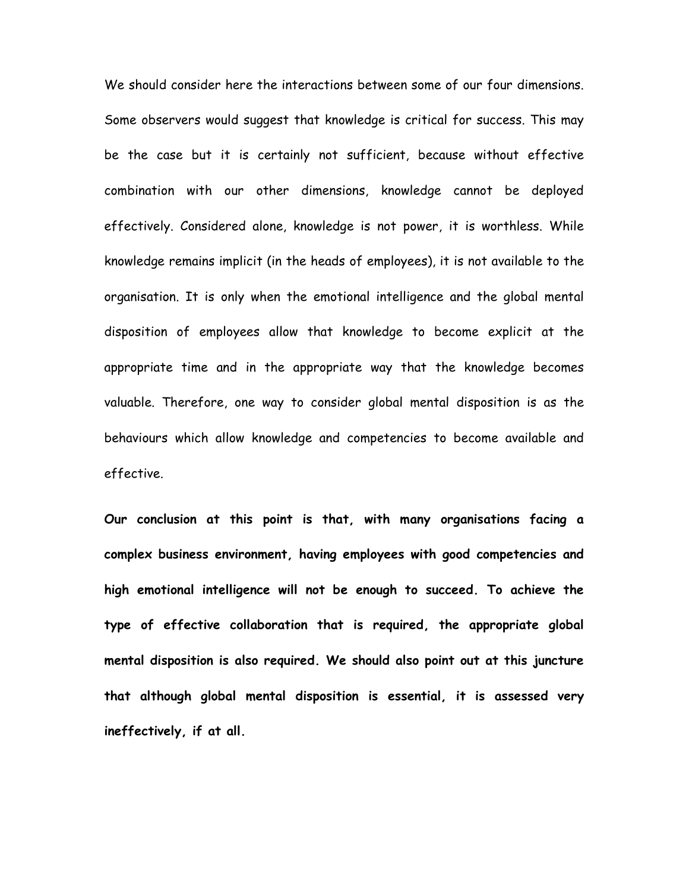We should consider here the interactions between some of our four dimensions. Some observers would suggest that knowledge is critical for success. This may be the case but it is certainly not sufficient, because without effective combination with our other dimensions, knowledge cannot be deployed effectively. Considered alone, knowledge is not power, it is worthless. While knowledge remains implicit (in the heads of employees), it is not available to the organisation. It is only when the emotional intelligence and the global mental disposition of employees allow that knowledge to become explicit at the appropriate time and in the appropriate way that the knowledge becomes valuable. Therefore, one way to consider global mental disposition is as the behaviours which allow knowledge and competencies to become available and effective.

**Our conclusion at this point is that, with many organisations facing a complex business environment, having employees with good competencies and high emotional intelligence will not be enough to succeed. To achieve the type of effective collaboration that is required, the appropriate global mental disposition is also required. We should also point out at this juncture that although global mental disposition is essential, it is assessed very ineffectively, if at all.**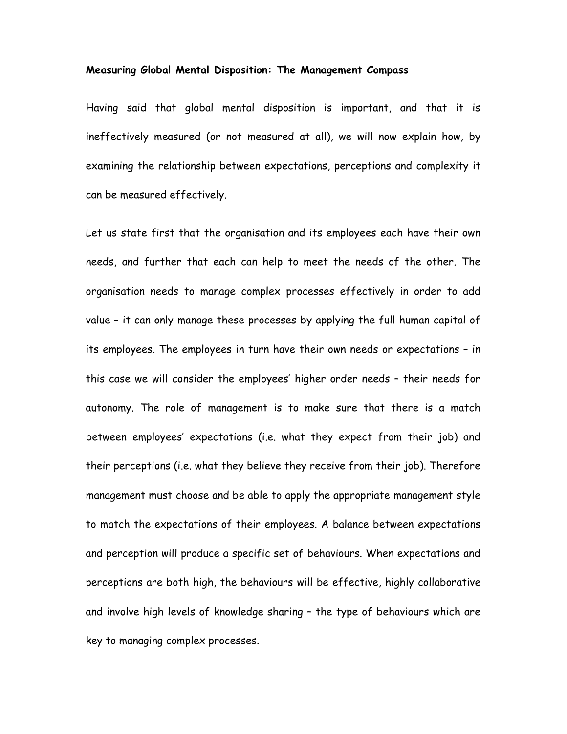**Measuring Global Mental Disposition: The Management Compass**

Having said that global mental disposition is important, and that it is ineffectively measured (or not measured at all), we will now explain how, by examining the relationship between expectations, perceptions and complexity it can be measured effectively.

Let us state first that the organisation and its employees each have their own needs, and further that each can help to meet the needs of the other. The organisation needs to manage complex processes effectively in order to add value – it can only manage these processes by applying the full human capital of its employees. The employees in turn have their own needs or expectations – in this case we will consider the employees' higher order needs – their needs for autonomy. The role of management is to make sure that there is a match between employees' expectations (i.e. what they expect from their job) and their perceptions (i.e. what they believe they receive from their job). Therefore management must choose and be able to apply the appropriate management style to match the expectations of their employees. A balance between expectations and perception will produce a specific set of behaviours. When expectations and perceptions are both high, the behaviours will be effective, highly collaborative and involve high levels of knowledge sharing – the type of behaviours which are key to managing complex processes.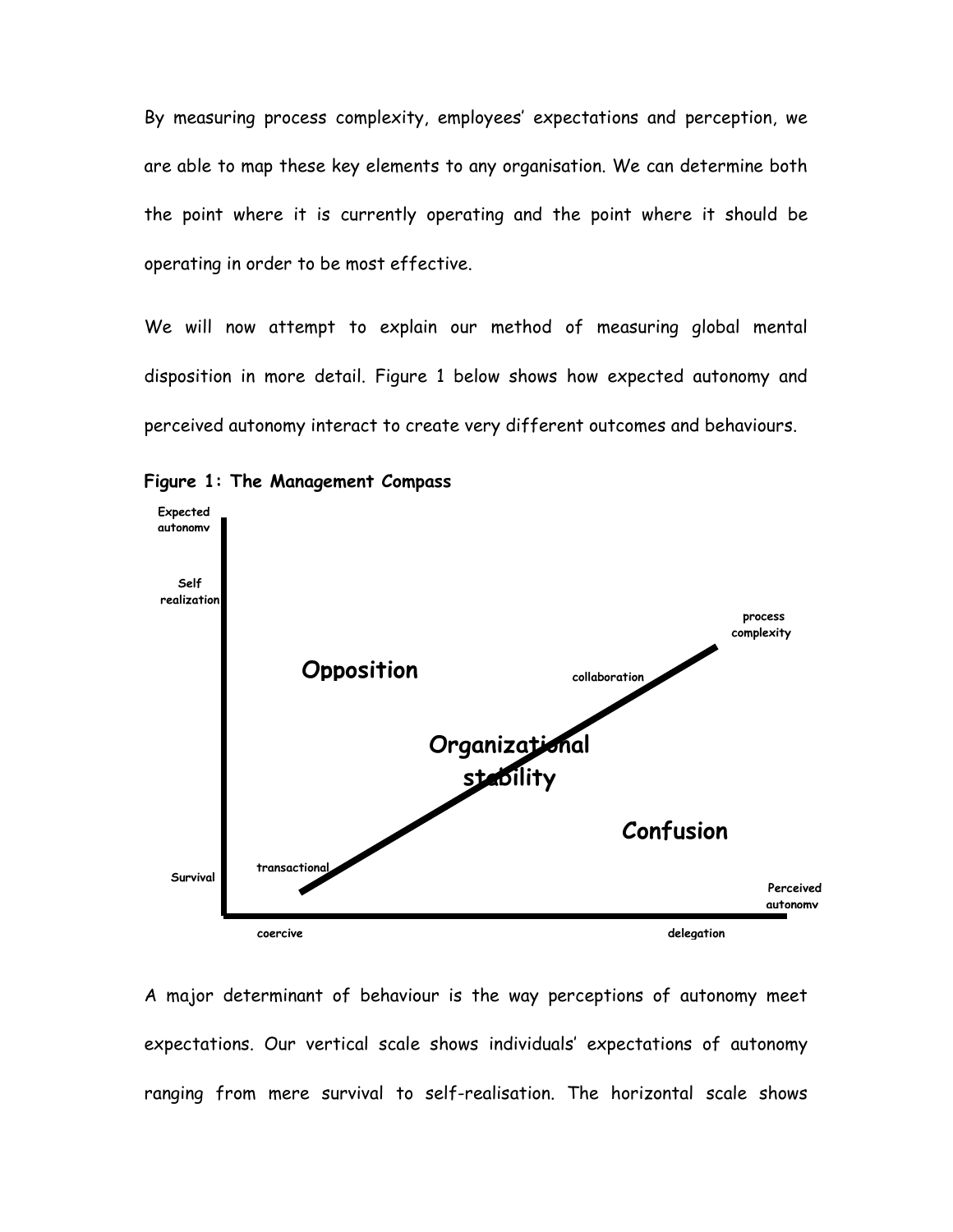By measuring process complexity, employees' expectations and perception, we are able to map these key elements to any organisation. We can determine both the point where it is currently operating and the point where it should be operating in order to be most effective.

We will now attempt to explain our method of measuring global mental disposition in more detail. Figure 1 below shows how expected autonomy and perceived autonomy interact to create very different outcomes and behaviours.

**Figure 1: The Management Compass**

A major determinant of behaviour is the way perceptions of autonomy meet expectations. Our vertical scale shows individuals' expectations of autonomy ranging from mere survival to self-realisation. The horizontal scale shows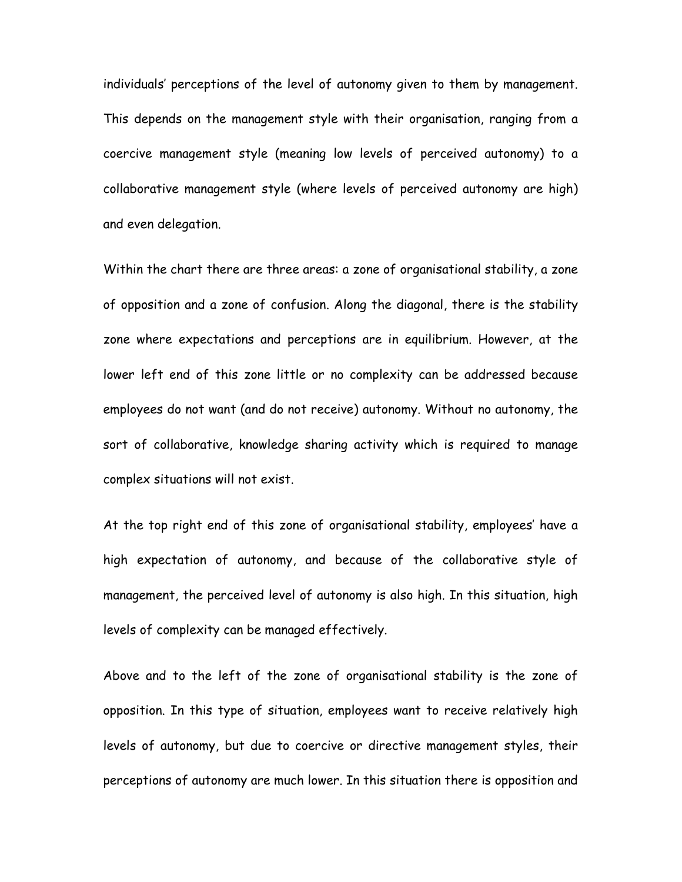individuals' perceptions of the level of autonomy given to them by management. This depends on the management style with their organisation, ranging from a coercive management style (meaning low levels of perceived autonomy) to a collaborative management style (where levels of perceived autonomy are high) and even delegation.

Within the chart there are three areas: a zone of organisational stability, a zone of opposition and a zone of confusion. Along the diagonal, there is the stability zone where expectations and perceptions are in equilibrium. However, at the lower left end of this zone little or no complexity can be addressed because employees do not want (and do not receive) autonomy. Without no autonomy, the sort of collaborative, knowledge sharing activity which is required to manage complex situations will not exist.

At the top right end of this zone of organisational stability, employees' have a high expectation of autonomy, and because of the collaborative style of management, the perceived level of autonomy is also high. In this situation, high levels of complexity can be managed effectively.

Above and to the left of the zone of organisational stability is the zone of opposition. In this type of situation, employees want to receive relatively high levels of autonomy, but due to coercive or directive management styles, their perceptions of autonomy are much lower. In this situation there is opposition and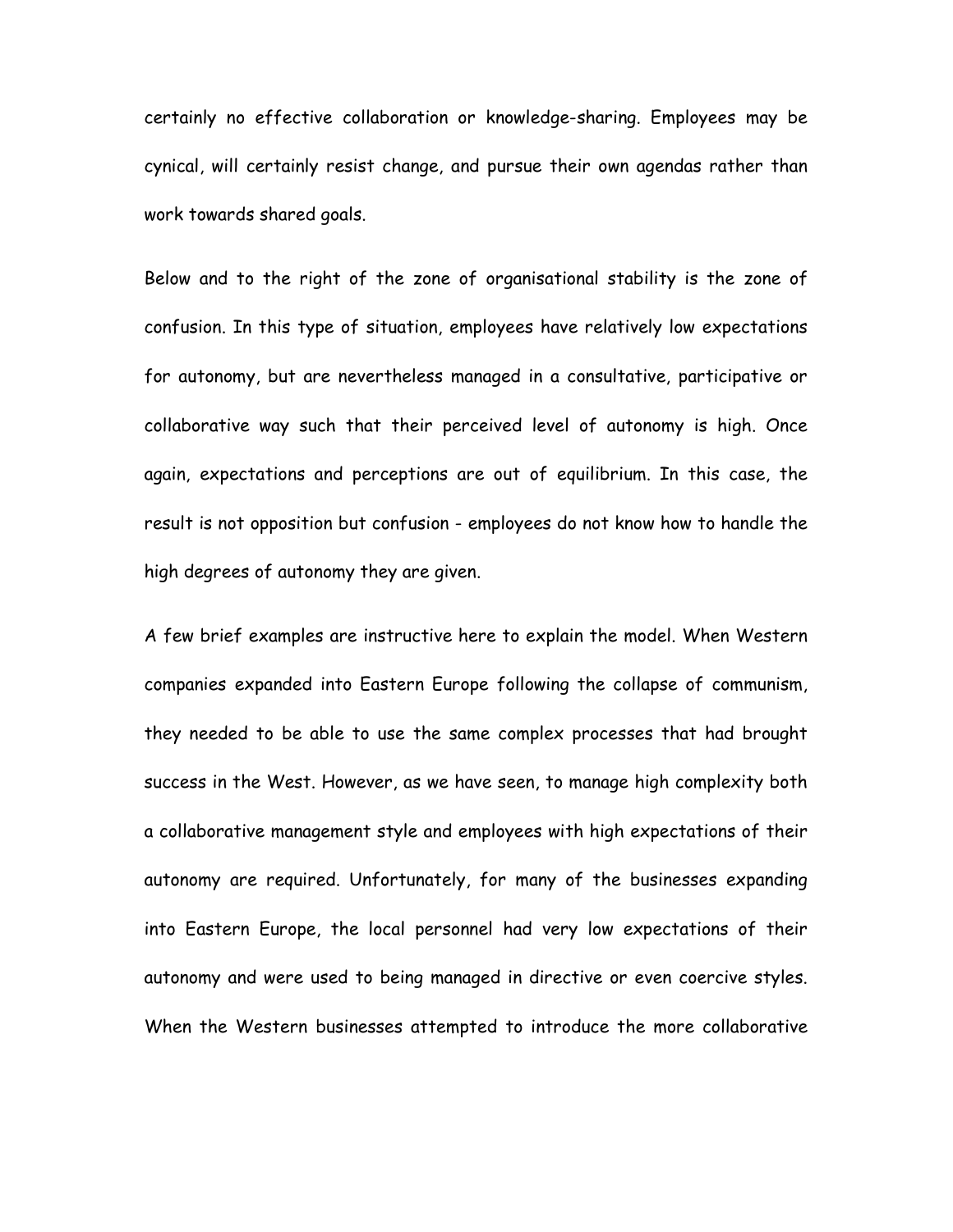certainly no effective collaboration or knowledge-sharing. Employees may be cynical, will certainly resist change, and pursue their own agendas rather than work towards shared goals.

Below and to the right of the zone of organisational stability is the zone of confusion. In this type of situation, employees have relatively low expectations for autonomy, but are nevertheless managed in a consultative, participative or collaborative way such that their perceived level of autonomy is high. Once again, expectations and perceptions are out of equilibrium. In this case, the result is not opposition but confusion - employees do not know how to handle the high degrees of autonomy they are given.

A few brief examples are instructive here to explain the model. When Western companies expanded into Eastern Europe following the collapse of communism, they needed to be able to use the same complex processes that had brought success in the West. However, as we have seen, to manage high complexity both a collaborative management style and employees with high expectations of their autonomy are required. Unfortunately, for many of the businesses expanding into Eastern Europe, the local personnel had very low expectations of their autonomy and were used to being managed in directive or even coercive styles. When the Western businesses attempted to introduce the more collaborative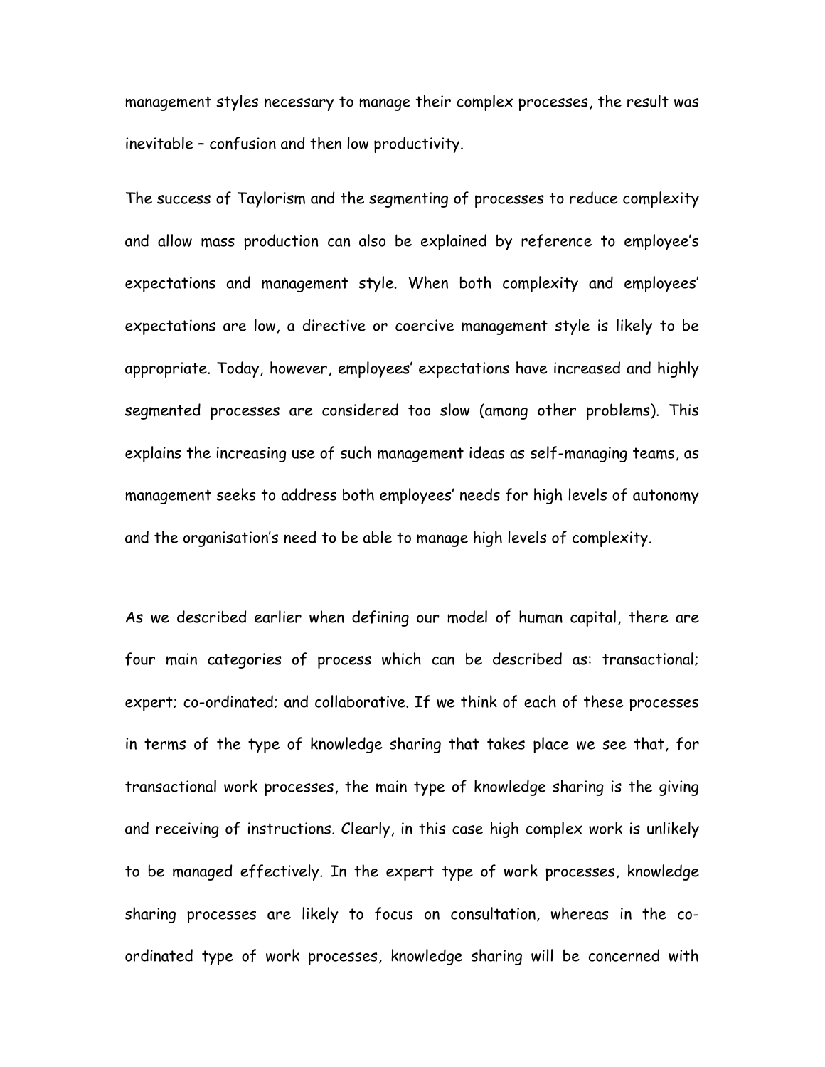management styles necessary to manage their complex processes, the result was inevitable – confusion and then low productivity.

The success of Taylorism and the segmenting of processes to reduce complexity and allow mass production can also be explained by reference to employee's expectations and management style. When both complexity and employees' expectations are low, a directive or coercive management style is likely to be appropriate. Today, however, employees' expectations have increased and highly segmented processes are considered too slow (among other problems). This explains the increasing use of such management ideas as self-managing teams, as management seeks to address both employees' needs for high levels of autonomy and the organisation's need to be able to manage high levels of complexity.

As we described earlier when defining our model of human capital, there are four main categories of process which can be described as: transactional; expert; co-ordinated; and collaborative. If we think of each of these processes in terms of the type of knowledge sharing that takes place we see that, for transactional work processes, the main type of knowledge sharing is the giving and receiving of instructions. Clearly, in this case high complex work is unlikely to be managed effectively. In the expert type of work processes, knowledge sharing processes are likely to focus on consultation, whereas in the co-ordinated type of work processes, knowledge sharing will be concerned with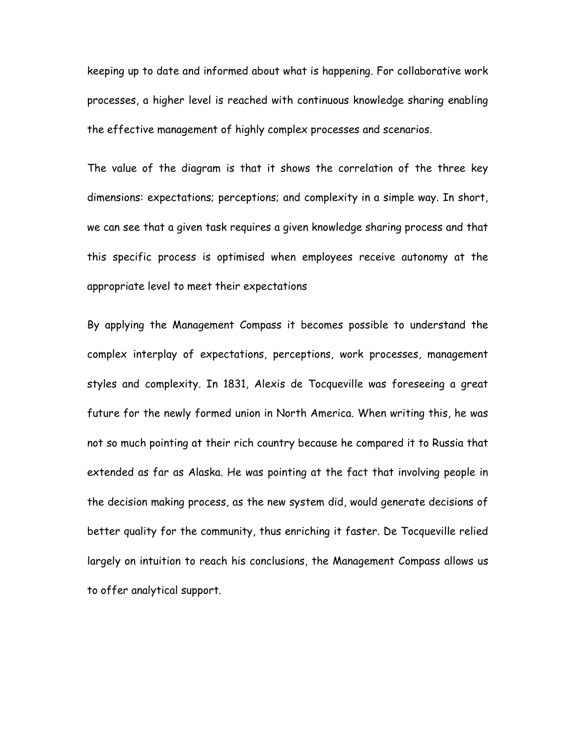keeping up to date and informed about what is happening. For collaborative work processes, a higher level is reached with continuous knowledge sharing enabling the effective management of highly complex processes and scenarios.

The value of the diagram is that it shows the correlation of the three key dimensions: expectations; perceptions; and complexity in a simple way. In short, we can see that a given task requires a given knowledge sharing process and that this specific process is optimised when employees receive autonomy at the appropriate level to meet their expectations

By applying the Management Compass it becomes possible to understand the complex interplay of expectations, perceptions, work processes, management styles and complexity. In 1831, Alexis de Tocqueville was foreseeing a great future for the newly formed union in North America. When writing this, he was not so much pointing at their rich country because he compared it to Russia that extended as far as Alaska. He was pointing at the fact that involving people in the decision making process, as the new system did, would generate decisions of better quality for the community, thus enriching it faster. De Tocqueville relied largely on intuition to reach his conclusions, the Management Compass allows us to offer analytical support.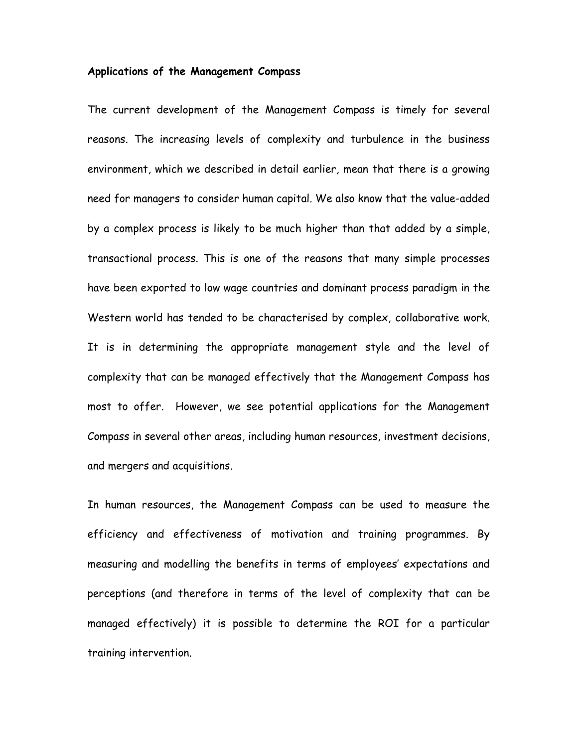**Applications of the Management Compass**

The current development of the Management Compass is timely for several reasons. The increasing levels of complexity and turbulence in the business environment, which we described in detail earlier, mean that there is a growing need for managers to consider human capital. We also know that the value-added by a complex process is likely to be much higher than that added by a simple, transactional process. This is one of the reasons that many simple processes have been exported to low wage countries and dominant process paradigm in the Western world has tended to be characterised by complex, collaborative work. It is in determining the appropriate management style and the level of complexity that can be managed effectively that the Management Compass has most to offer. However, we see potential applications for the Management Compass in several other areas, including human resources, investment decisions, and mergers and acquisitions.

In human resources, the Management Compass can be used to measure the efficiency and effectiveness of motivation and training programmes. By measuring and modelling the benefits in terms of employees' expectations and perceptions (and therefore in terms of the level of complexity that can be managed effectively) it is possible to determine the ROI for a particular training intervention.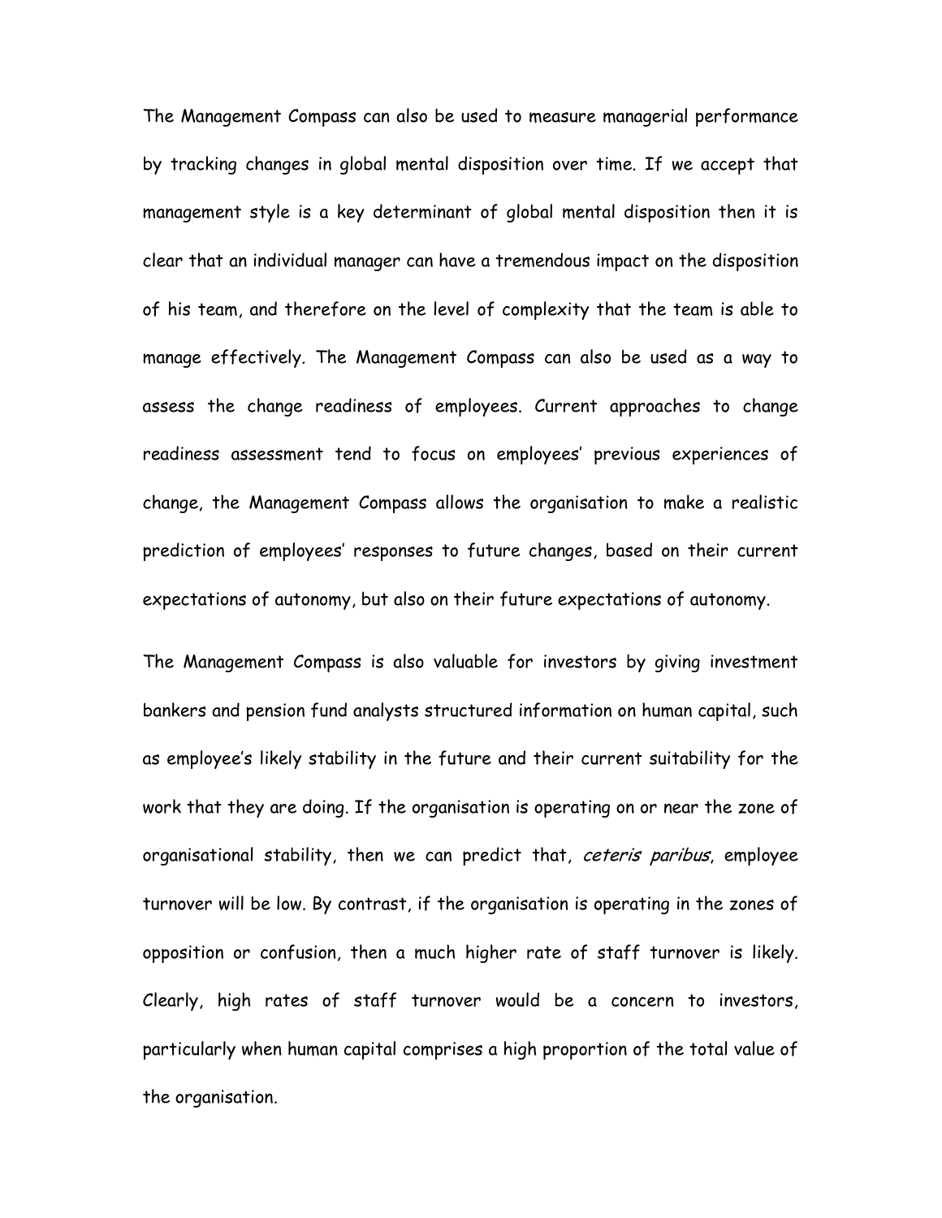The Management Compass can also be used to measure managerial performance by tracking changes in global mental disposition over time. If we accept that management style is a key determinant of global mental disposition then it is clear that an individual manager can have a tremendous impact on the disposition of his team, and therefore on the level of complexity that the team is able to manage effectively. The Management Compass can also be used as a way to assess the change readiness of employees. Current approaches to change readiness assessment tend to focus on employees' previous experiences of change, the Management Compass allows the organisation to make a realistic prediction of employees' responses to future changes, based on their current expectations of autonomy, but also on their future expectations of autonomy.

The Management Compass is also valuable for investors by giving investment bankers and pension fund analysts structured information on human capital, such as employee's likely stability in the future and their current suitability for the work that they are doing. If the organisation is operating on or near the zone of organisational stability, then we can predict that, *ceteris paribus*, employee turnover will be low. By contrast, if the organisation is operating in the zones of opposition or confusion, then a much higher rate of staff turnover is likely. Clearly, high rates of staff turnover would be a concern to investors, particularly when human capital comprises a high proportion of the total value of the organisation.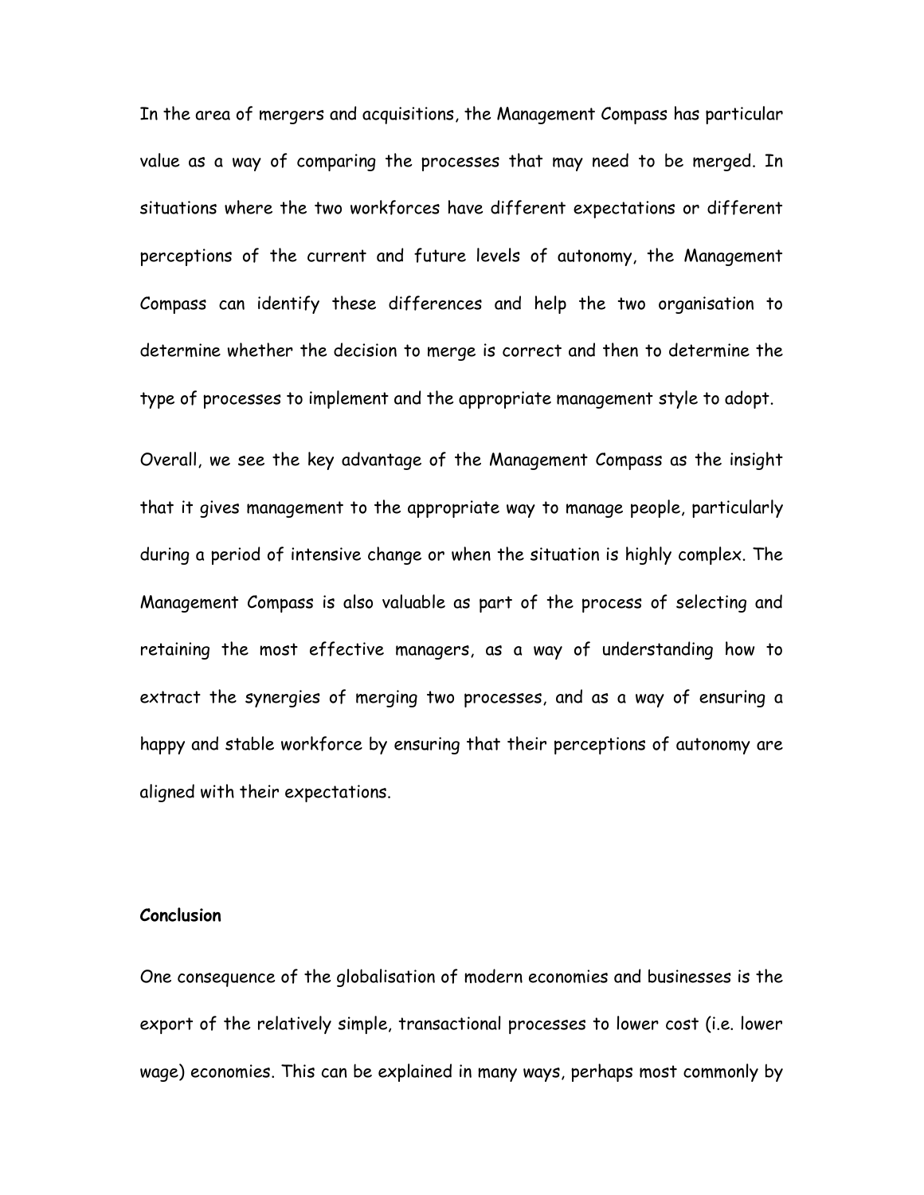In the area of mergers and acquisitions, the Management Compass has particular value as a way of comparing the processes that may need to be merged. In situations where the two workforces have different expectations or different perceptions of the current and future levels of autonomy, the Management Compass can identify these differences and help the two organisation to determine whether the decision to merge is correct and then to determine the type of processes to implement and the appropriate management style to adopt.

Overall, we see the key advantage of the Management Compass as the insight that it gives management to the appropriate way to manage people, particularly during a period of intensive change or when the situation is highly complex. The Management Compass is also valuable as part of the process of selecting and retaining the most effective managers, as a way of understanding how to extract the synergies of merging two processes, and as a way of ensuring a happy and stable workforce by ensuring that their perceptions of autonomy are aligned with their expectations.

**Conclusion**

One consequence of the globalisation of modern economies and businesses is the export of the relatively simple, transactional processes to lower cost (i.e. lower wage) economies. This can be explained in many ways, perhaps most commonly by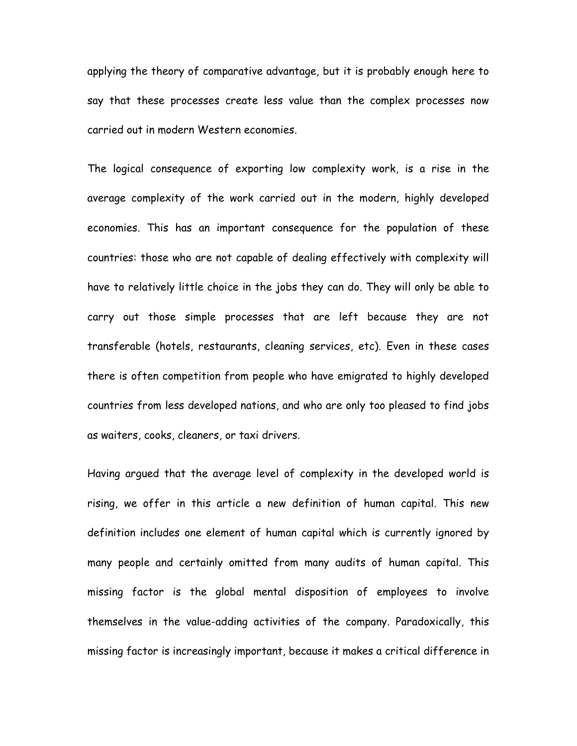applying the theory of comparative advantage, but it is probably enough here to say that these processes create less value than the complex processes now carried out in modern Western economies.

The logical consequence of exporting low complexity work, is a rise in the average complexity of the work carried out in the modern, highly developed economies. This has an important consequence for the population of these countries: those who are not capable of dealing effectively with complexity will have to relatively little choice in the jobs they can do. They will only be able to carry out those simple processes that are left because they are not transferable (hotels, restaurants, cleaning services, etc). Even in these cases there is often competition from people who have emigrated to highly developed countries from less developed nations, and who are only too pleased to find jobs as waiters, cooks, cleaners, or taxi drivers.

Having argued that the average level of complexity in the developed world is rising, we offer in this article a new definition of human capital. This new definition includes one element of human capital which is currently ignored by many people and certainly omitted from many audits of human capital. This missing factor is the global mental disposition of employees to involve themselves in the value-adding activities of the company. Paradoxically, this missing factor is increasingly important, because it makes a critical difference in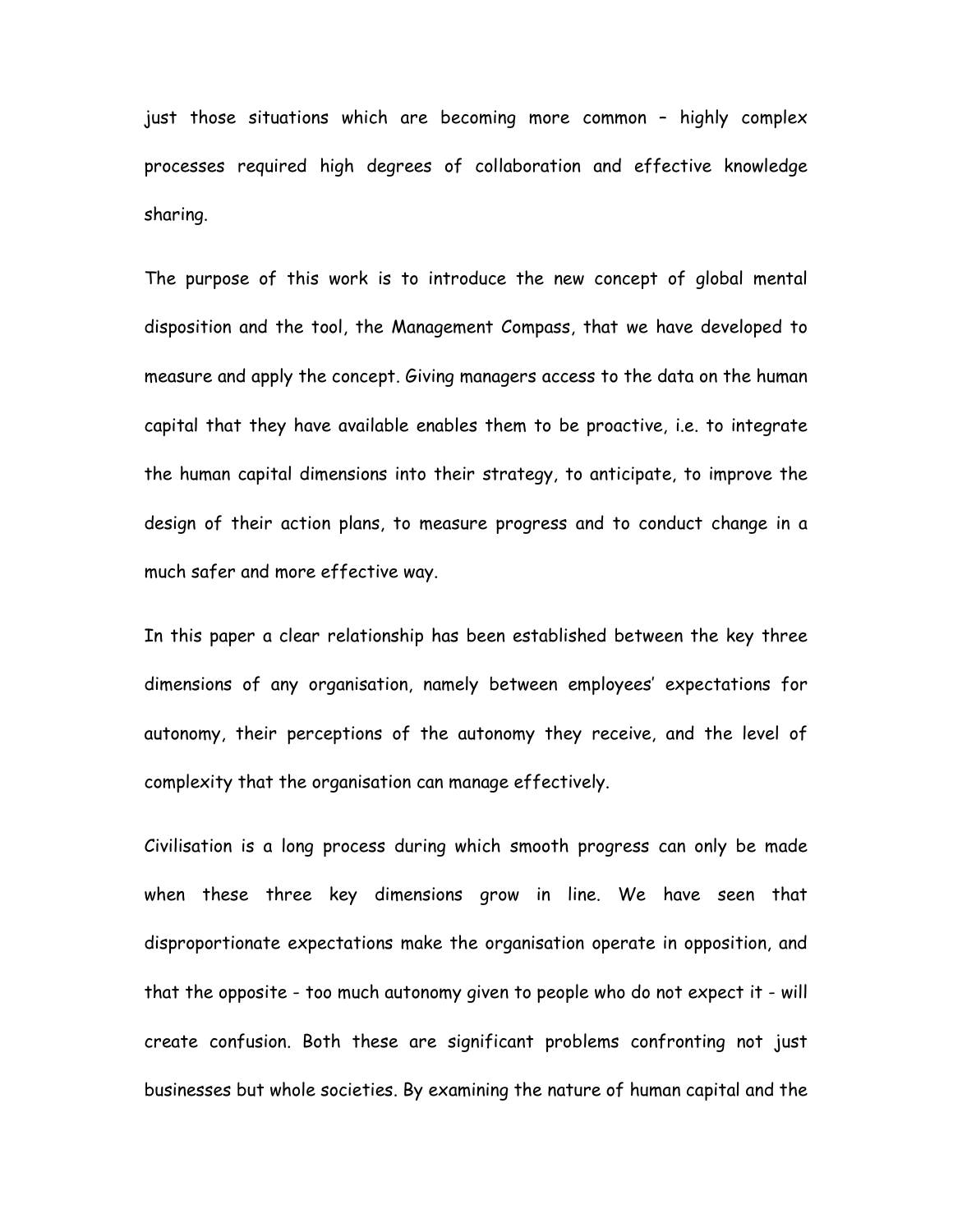just those situations which are becoming more common – highly complex processes required high degrees of collaboration and effective knowledge sharing.

The purpose of this work is to introduce the new concept of global mental disposition and the tool, the Management Compass, that we have developed to measure and apply the concept. Giving managers access to the data on the human capital that they have available enables them to be proactive, i.e. to integrate the human capital dimensions into their strategy, to anticipate, to improve the design of their action plans, to measure progress and to conduct change in a much safer and more effective way.

In this paper a clear relationship has been established between the key three dimensions of any organisation, namely between employees' expectations for autonomy, their perceptions of the autonomy they receive, and the level of complexity that the organisation can manage effectively.

Civilisation is a long process during which smooth progress can only be made when these three key dimensions grow in line. We have seen that disproportionate expectations make the organisation operate in opposition, and that the opposite - too much autonomy given to people who do not expect it - will create confusion. Both these are significant problems confronting not just businesses but whole societies. By examining the nature of human capital and the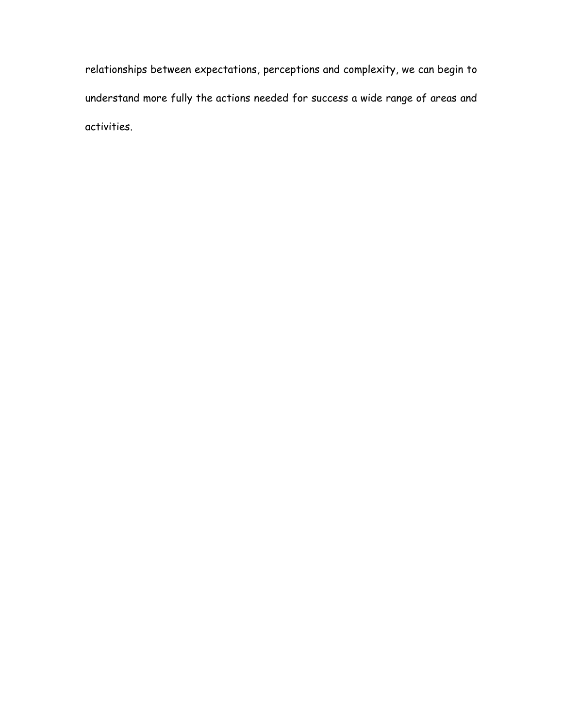relationships between expectations, perceptions and complexity, we can begin to understand more fully the actions needed for success a wide range of areas and activities.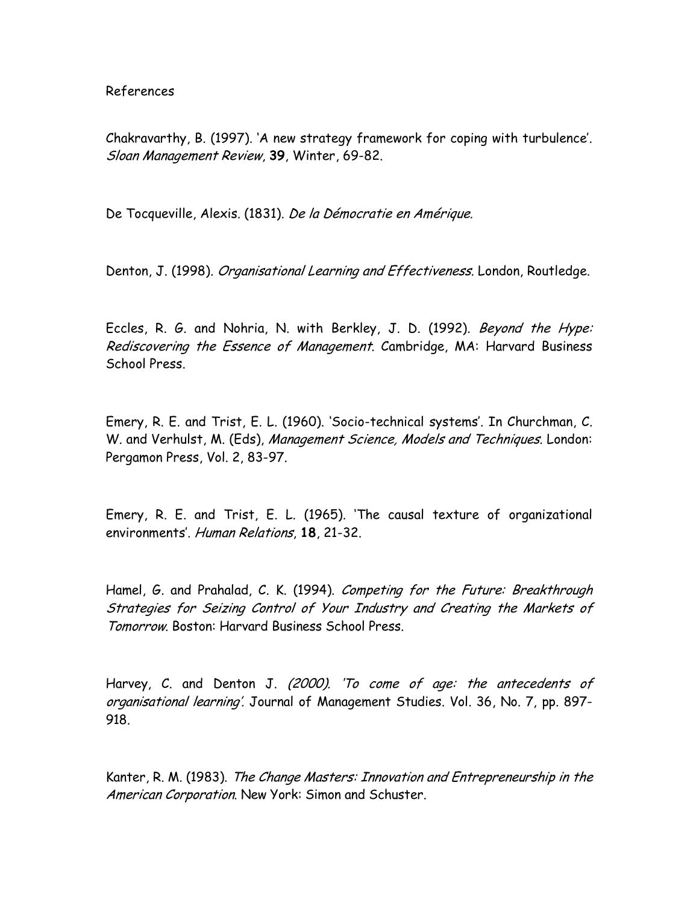References

Chakravarthy, B. (1997). 'A new strategy framework for coping with turbulence'. *Sloan Management Review*, **39**, Winter, 69-82.

De Tocqueville, Alexis. (1831). *De la Démocratie en Amérique.*

Denton, J. (1998). *Organisational Learning and Effectiveness*. London, Routledge.

Eccles, R. G. and Nohria, N. with Berkley, J. D. (1992). *Beyond the Hype: Rediscovering the Essence of Management*. Cambridge, MA: Harvard Business School Press.

Emery, R. E. and Trist, E. L. (1960). 'Socio-technical systems'. In Churchman, C. W. and Verhulst, M. (Eds), *Management Science, Models and Techniques*. London: Pergamon Press, Vol. 2, 83-97.

Emery, R. E. and Trist, E. L. (1965). 'The causal texture of organizational environments'. *Human Relations*, **18**, 21-32.

Hamel, G. and Prahalad, C. K. (1994). *Competing for the Future: Breakthrough Strategies for Seizing Control of Your Industry and Creating the Markets of Tomorrow*. Boston: Harvard Business School Press.

Harvey, C. and Denton J. *(2000). 'To come of age: the antecedents of organisational learning'.* Journal of Management Studies. Vol. 36, No. 7, pp. 897-918.

Kanter, R. M. (1983). *The Change Masters: Innovation and Entrepreneurship in the American Corporation*. New York: Simon and Schuster.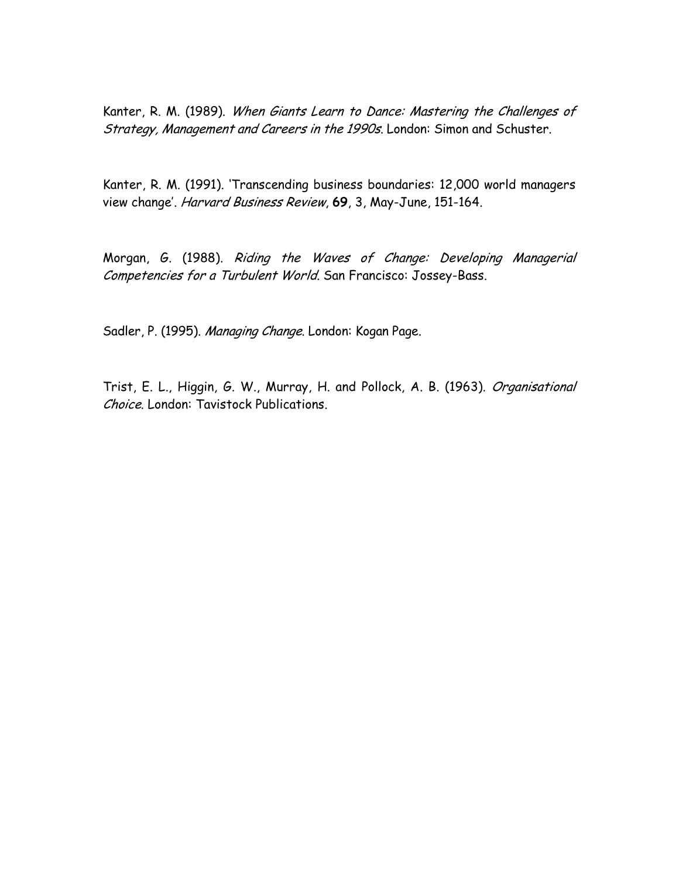Kanter, R. M. (1989). *When Giants Learn to Dance: Mastering the Challenges of Strategy, Management and Careers in the 1990s*. London: Simon and Schuster.

Kanter, R. M. (1991). 'Transcending business boundaries: 12,000 world managers view change'. *Harvard Business Review*, **69**, 3, May-June, 151-164.

Morgan, G. (1988). *Riding the Waves of Change: Developing Managerial Competencies for a Turbulent World*. San Francisco: Jossey-Bass.

Sadler, P. (1995). *Managing Change*. London: Kogan Page.

Trist, E. L., Higgin, G. W., Murray, H. and Pollock, A. B. (1963). *Organisational Choice*. London: Tavistock Publications.